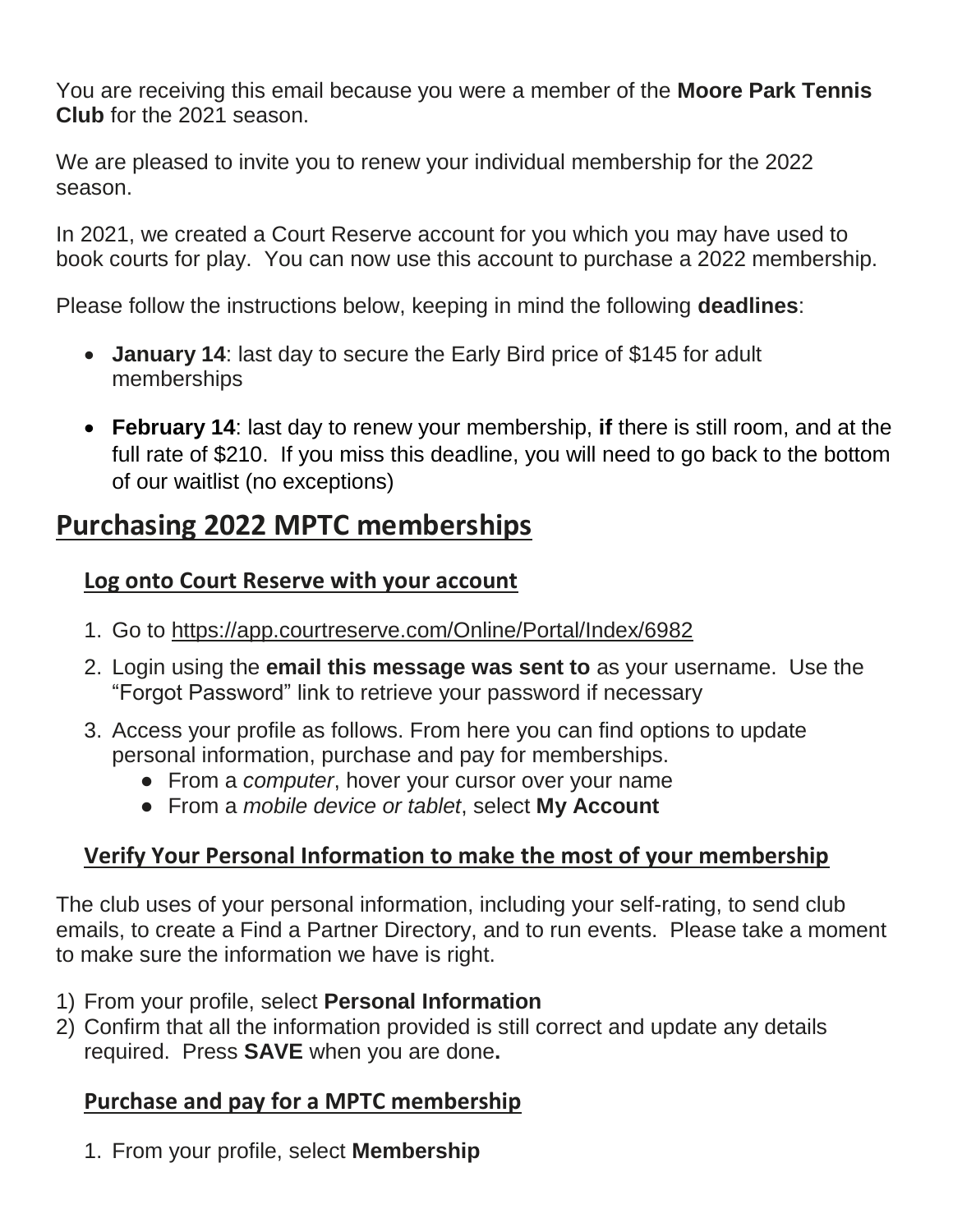You are receiving this email because you were a member of the **Moore Park Tennis Club** for the 2021 season.

We are pleased to invite you to renew your individual membership for the 2022 season.

In 2021, we created a Court Reserve account for you which you may have used to book courts for play. You can now use this account to purchase a 2022 membership.

Please follow the instructions below, keeping in mind the following **deadlines**:

- **January 14**: last day to secure the Early Bird price of $145 for adult memberships
- **February 14**: last day to renew your membership, **if** there is still room, and at the full rate of $210. If you miss this deadline, you will need to go back to the bottom of our waitlist (no exceptions)

## Purchasing 2022 MPTC memberships

### Log onto Court Reserve with your account

1. Go to https://app.courtreserve.com/Online/Portal/Index/6982
2. Login using the **email this message was sent to** as your username. Use the "Forgot Password" link to retrieve your password if necessary
3. Access your profile as follows. From here you can find options to update personal information, purchase and pay for memberships.
   - From a *computer*, hover your cursor over your name
   - From a *mobile device or tablet*, select **My Account**

### Verify Your Personal Information to make the most of your membership

The club uses of your personal information, including your self-rating, to send club emails, to create a Find a Partner Directory, and to run events. Please take a moment to make sure the information we have is right.

1) From your profile, select **Personal Information**
2) Confirm that all the information provided is still correct and update any details required. Press **SAVE** when you are done**.**

### Purchase and pay for a MPTC membership

1. From your profile, select **Membership**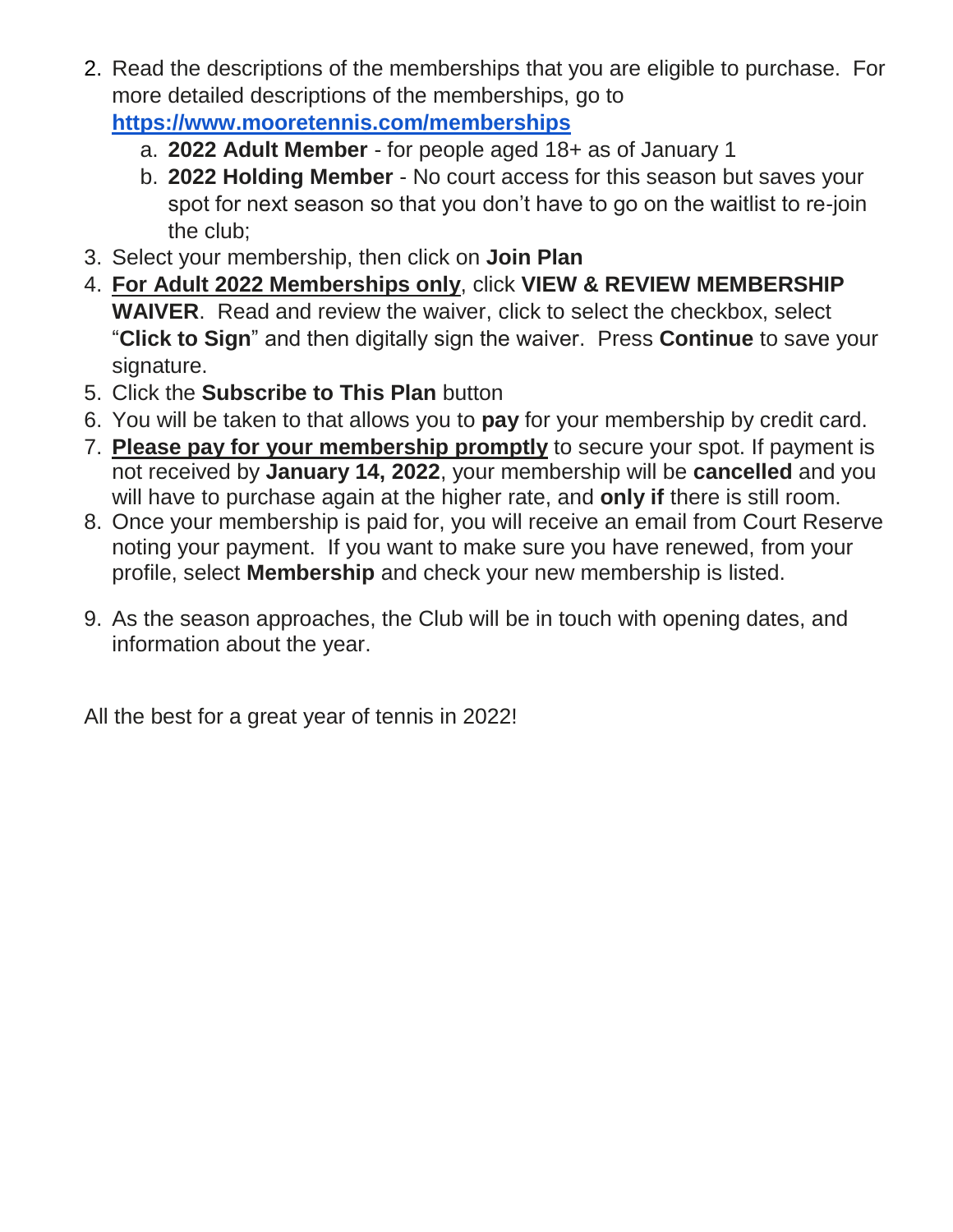2. Read the descriptions of the memberships that you are eligible to purchase. For more detailed descriptions of the memberships, go to **https://www.mooretennis.com/memberships**
    a. **2022 Adult Member** - for people aged 18+ as of January 1
    b. **2022 Holding Member** - No court access for this season but saves your spot for next season so that you don't have to go on the waitlist to re-join the club;
3. Select your membership, then click on **Join Plan**
4. **For Adult 2022 Memberships only**, click **VIEW & REVIEW MEMBERSHIP WAIVER**. Read and review the waiver, click to select the checkbox, select "**Click to Sign**" and then digitally sign the waiver. Press **Continue** to save your signature.
5. Click the **Subscribe to This Plan** button
6. You will be taken to that allows you to **pay** for your membership by credit card.
7. **Please pay for your membership promptly** to secure your spot. If payment is not received by **January 14, 2022**, your membership will be **cancelled** and you will have to purchase again at the higher rate, and **only if** there is still room.
8. Once your membership is paid for, you will receive an email from Court Reserve noting your payment. If you want to make sure you have renewed, from your profile, select **Membership** and check your new membership is listed.
9. As the season approaches, the Club will be in touch with opening dates, and information about the year.

All the best for a great year of tennis in 2022!